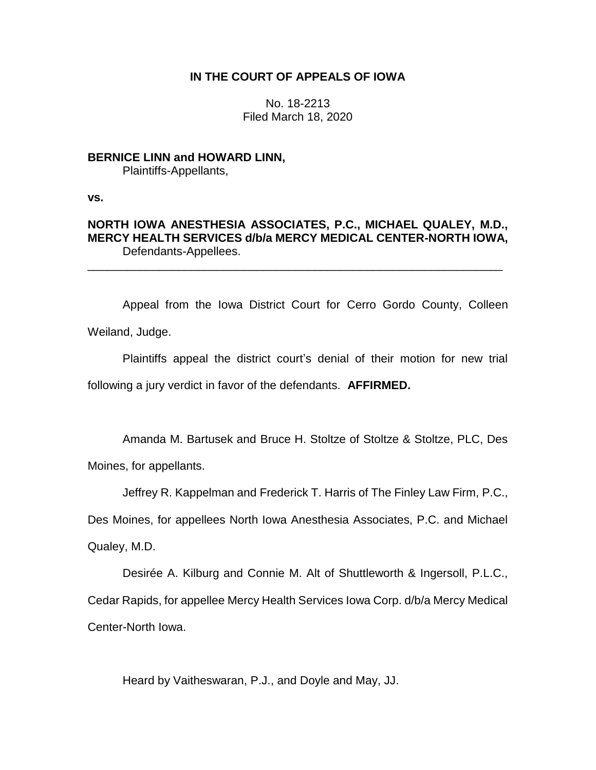# IN THE COURT OF APPEALS OF IOWA

No. 18-2213
Filed March 18, 2020

**BERNICE LINN and HOWARD LINN,**
Plaintiffs-Appellants,

**vs.**

**NORTH IOWA ANESTHESIA ASSOCIATES, P.C., MICHAEL QUALEY, M.D., MERCY HEALTH SERVICES d/b/a MERCY MEDICAL CENTER-NORTH IOWA,**
Defendants-Appellees.

---

Appeal from the Iowa District Court for Cerro Gordo County, Colleen Weiland, Judge.

Plaintiffs appeal the district court's denial of their motion for new trial following a jury verdict in favor of the defendants. **AFFIRMED.**

Amanda M. Bartusek and Bruce H. Stoltze of Stoltze & Stoltze, PLC, Des Moines, for appellants.

Jeffrey R. Kappelman and Frederick T. Harris of The Finley Law Firm, P.C., Des Moines, for appellees North Iowa Anesthesia Associates, P.C. and Michael Qualey, M.D.

Desirée A. Kilburg and Connie M. Alt of Shuttleworth & Ingersoll, P.L.C., Cedar Rapids, for appellee Mercy Health Services Iowa Corp. d/b/a Mercy Medical Center-North Iowa.

Heard by Vaitheswaran, P.J., and Doyle and May, JJ.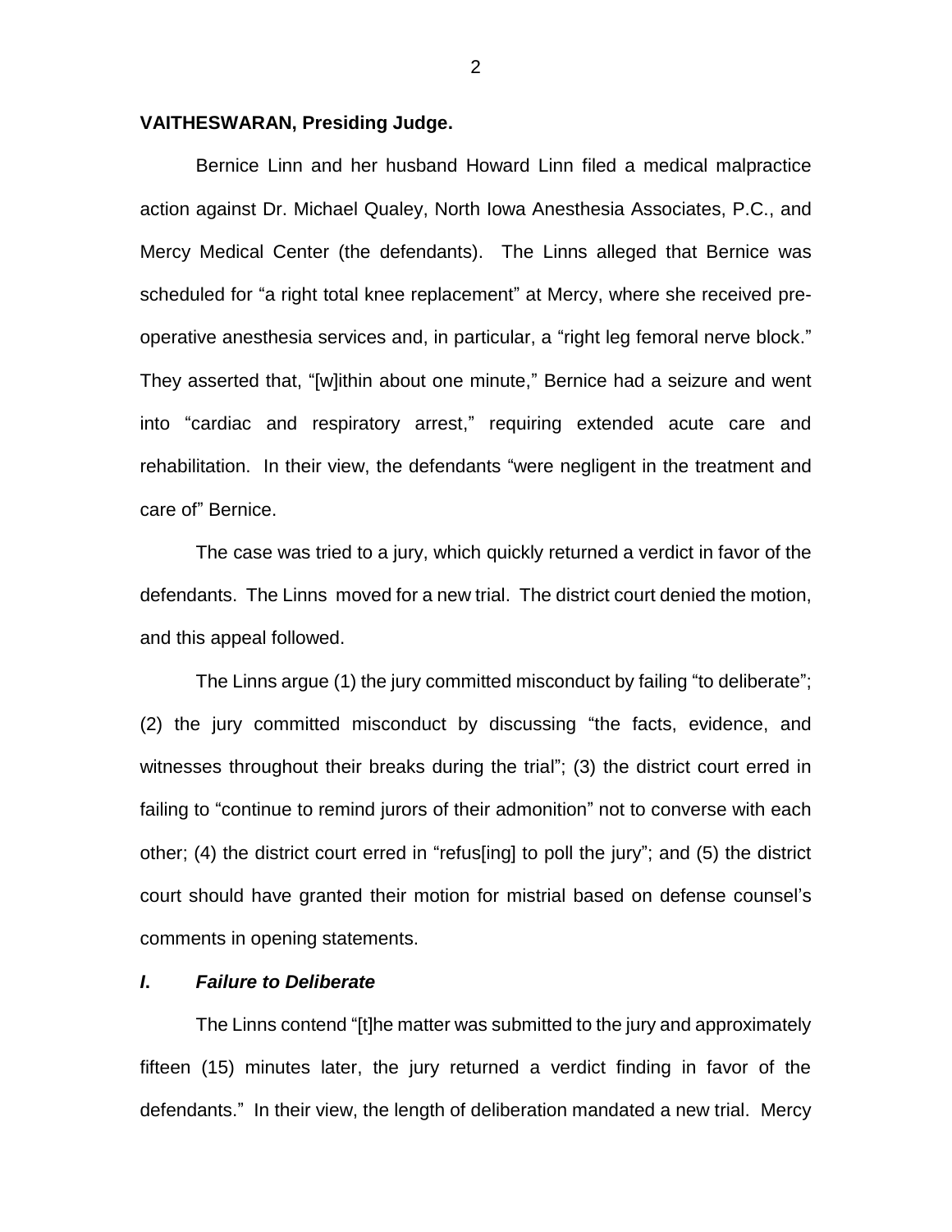**VAITHESWARAN, Presiding Judge.**

Bernice Linn and her husband Howard Linn filed a medical malpractice action against Dr. Michael Qualey, North Iowa Anesthesia Associates, P.C., and Mercy Medical Center (the defendants). The Linns alleged that Bernice was scheduled for "a right total knee replacement" at Mercy, where she received pre-operative anesthesia services and, in particular, a "right leg femoral nerve block." They asserted that, "[w]ithin about one minute," Bernice had a seizure and went into "cardiac and respiratory arrest," requiring extended acute care and rehabilitation. In their view, the defendants "were negligent in the treatment and care of" Bernice.

The case was tried to a jury, which quickly returned a verdict in favor of the defendants. The Linns moved for a new trial. The district court denied the motion, and this appeal followed.

The Linns argue (1) the jury committed misconduct by failing "to deliberate"; (2) the jury committed misconduct by discussing "the facts, evidence, and witnesses throughout their breaks during the trial"; (3) the district court erred in failing to "continue to remind jurors of their admonition" not to converse with each other; (4) the district court erred in "refus[ing] to poll the jury"; and (5) the district court should have granted their motion for mistrial based on defense counsel's comments in opening statements.

### *I. Failure to Deliberate*

The Linns contend "[t]he matter was submitted to the jury and approximately fifteen (15) minutes later, the jury returned a verdict finding in favor of the defendants." In their view, the length of deliberation mandated a new trial. Mercy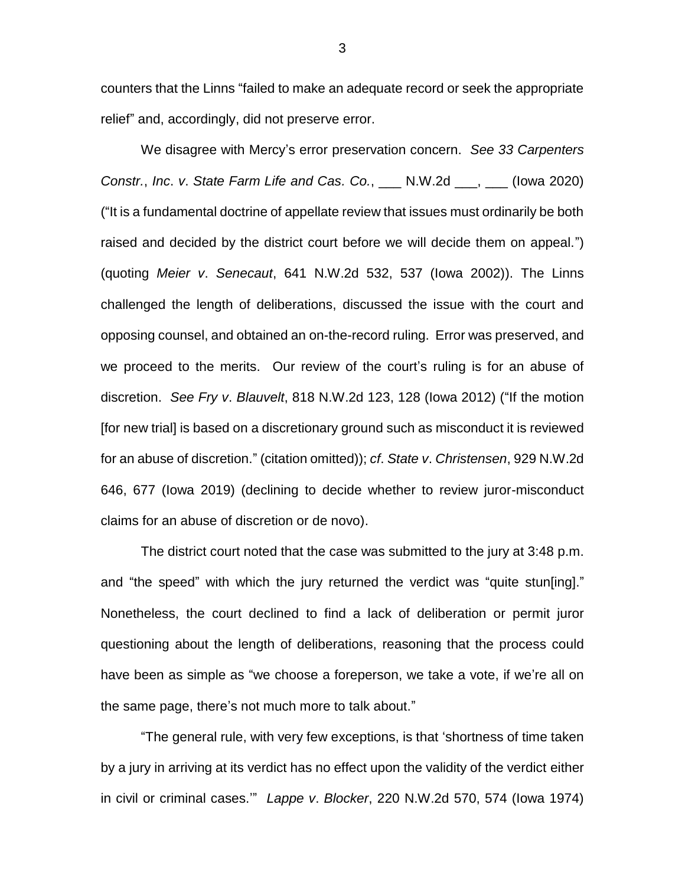counters that the Linns "failed to make an adequate record or seek the appropriate relief" and, accordingly, did not preserve error.

We disagree with Mercy's error preservation concern. *See 33 Carpenters Constr.*, *Inc*. *v*. *State Farm Life and Cas. Co.*, ___ N.W.2d ___, ___ (Iowa 2020) ("It is a fundamental doctrine of appellate review that issues must ordinarily be both raised and decided by the district court before we will decide them on appeal.") (quoting *Meier v*. *Senecaut*, 641 N.W.2d 532, 537 (Iowa 2002)). The Linns challenged the length of deliberations, discussed the issue with the court and opposing counsel, and obtained an on-the-record ruling. Error was preserved, and we proceed to the merits. Our review of the court's ruling is for an abuse of discretion. *See Fry v*. *Blauvelt*, 818 N.W.2d 123, 128 (Iowa 2012) ("If the motion [for new trial] is based on a discretionary ground such as misconduct it is reviewed for an abuse of discretion." (citation omitted)); *cf*. *State v*. *Christensen*, 929 N.W.2d 646, 677 (Iowa 2019) (declining to decide whether to review juror-misconduct claims for an abuse of discretion or de novo).

The district court noted that the case was submitted to the jury at 3:48 p.m. and "the speed" with which the jury returned the verdict was "quite stun[ing]." Nonetheless, the court declined to find a lack of deliberation or permit juror questioning about the length of deliberations, reasoning that the process could have been as simple as "we choose a foreperson, we take a vote, if we're all on the same page, there's not much more to talk about."

"The general rule, with very few exceptions, is that 'shortness of time taken by a jury in arriving at its verdict has no effect upon the validity of the verdict either in civil or criminal cases.'" *Lappe v*. *Blocker*, 220 N.W.2d 570, 574 (Iowa 1974)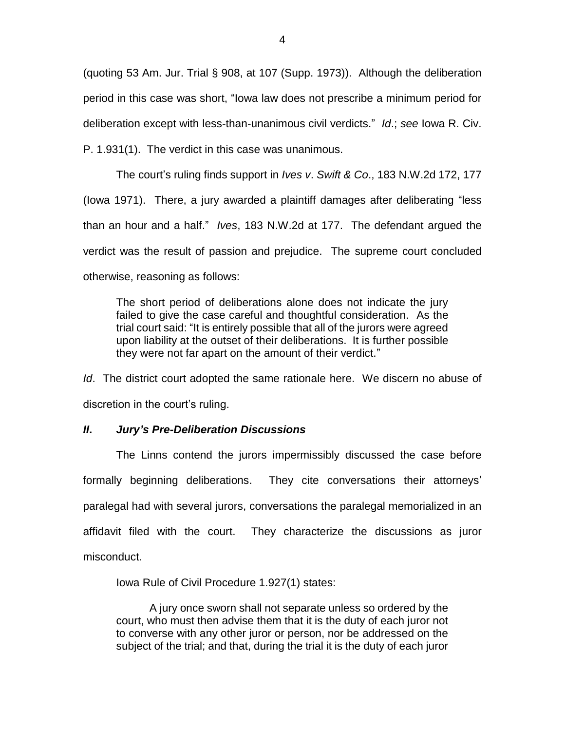(quoting 53 Am. Jur. Trial § 908, at 107 (Supp. 1973)). Although the deliberation period in this case was short, "Iowa law does not prescribe a minimum period for deliberation except with less-than-unanimous civil verdicts." *Id*.; *see* Iowa R. Civ. P. 1.931(1). The verdict in this case was unanimous.

The court's ruling finds support in *Ives v*. *Swift & Co*., 183 N.W.2d 172, 177 (Iowa 1971). There, a jury awarded a plaintiff damages after deliberating "less than an hour and a half." *Ives*, 183 N.W.2d at 177. The defendant argued the verdict was the result of passion and prejudice. The supreme court concluded otherwise, reasoning as follows:

> The short period of deliberations alone does not indicate the jury failed to give the case careful and thoughtful consideration. As the trial court said: "It is entirely possible that all of the jurors were agreed upon liability at the outset of their deliberations. It is further possible they were not far apart on the amount of their verdict."

*Id*. The district court adopted the same rationale here. We discern no abuse of discretion in the court's ruling.

### *II. Jury's Pre-Deliberation Discussions*

The Linns contend the jurors impermissibly discussed the case before formally beginning deliberations. They cite conversations their attorneys' paralegal had with several jurors, conversations the paralegal memorialized in an affidavit filed with the court. They characterize the discussions as juror misconduct.

Iowa Rule of Civil Procedure 1.927(1) states:

> A jury once sworn shall not separate unless so ordered by the court, who must then advise them that it is the duty of each juror not to converse with any other juror or person, nor be addressed on the subject of the trial; and that, during the trial it is the duty of each juror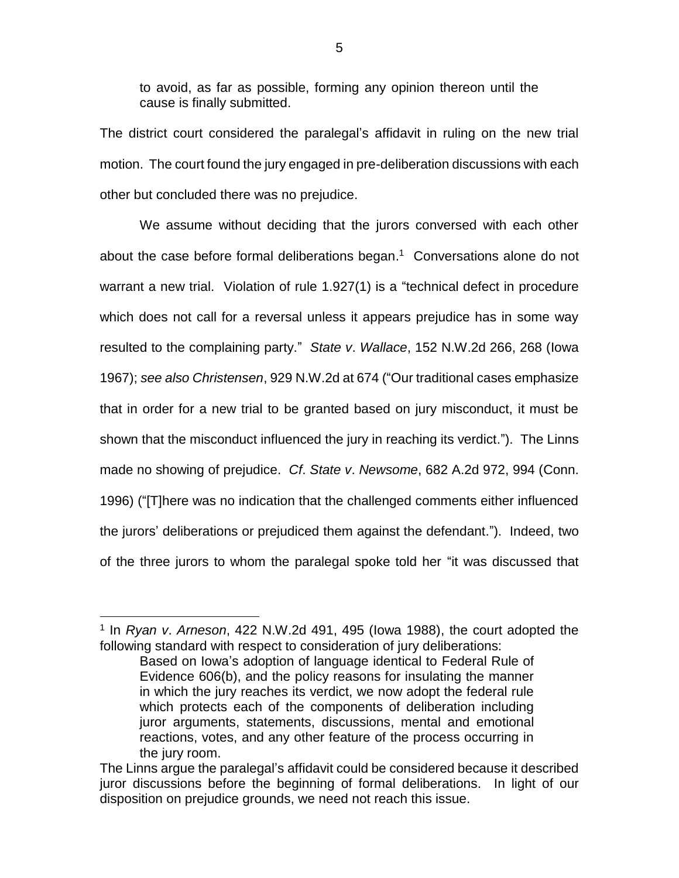> to avoid, as far as possible, forming any opinion thereon until the cause is finally submitted.

The district court considered the paralegal's affidavit in ruling on the new trial motion. The court found the jury engaged in pre-deliberation discussions with each other but concluded there was no prejudice.

We assume without deciding that the jurors conversed with each other about the case before formal deliberations began.[1] Conversations alone do not warrant a new trial. Violation of rule 1.927(1) is a "technical defect in procedure which does not call for a reversal unless it appears prejudice has in some way resulted to the complaining party." *State v. Wallace*, 152 N.W.2d 266, 268 (Iowa 1967); *see also Christensen*, 929 N.W.2d at 674 ("Our traditional cases emphasize that in order for a new trial to be granted based on jury misconduct, it must be shown that the misconduct influenced the jury in reaching its verdict."). The Linns made no showing of prejudice. *Cf. State v. Newsome*, 682 A.2d 972, 994 (Conn. 1996) ("[T]here was no indication that the challenged comments either influenced the jurors' deliberations or prejudiced them against the defendant."). Indeed, two of the three jurors to whom the paralegal spoke told her "it was discussed that

---

[1] In *Ryan v. Arneson*, 422 N.W.2d 491, 495 (Iowa 1988), the court adopted the following standard with respect to consideration of jury deliberations:

> Based on Iowa's adoption of language identical to Federal Rule of Evidence 606(b), and the policy reasons for insulating the manner in which the jury reaches its verdict, we now adopt the federal rule which protects each of the components of deliberation including juror arguments, statements, discussions, mental and emotional reactions, votes, and any other feature of the process occurring in the jury room.

The Linns argue the paralegal's affidavit could be considered because it described juror discussions before the beginning of formal deliberations. In light of our disposition on prejudice grounds, we need not reach this issue.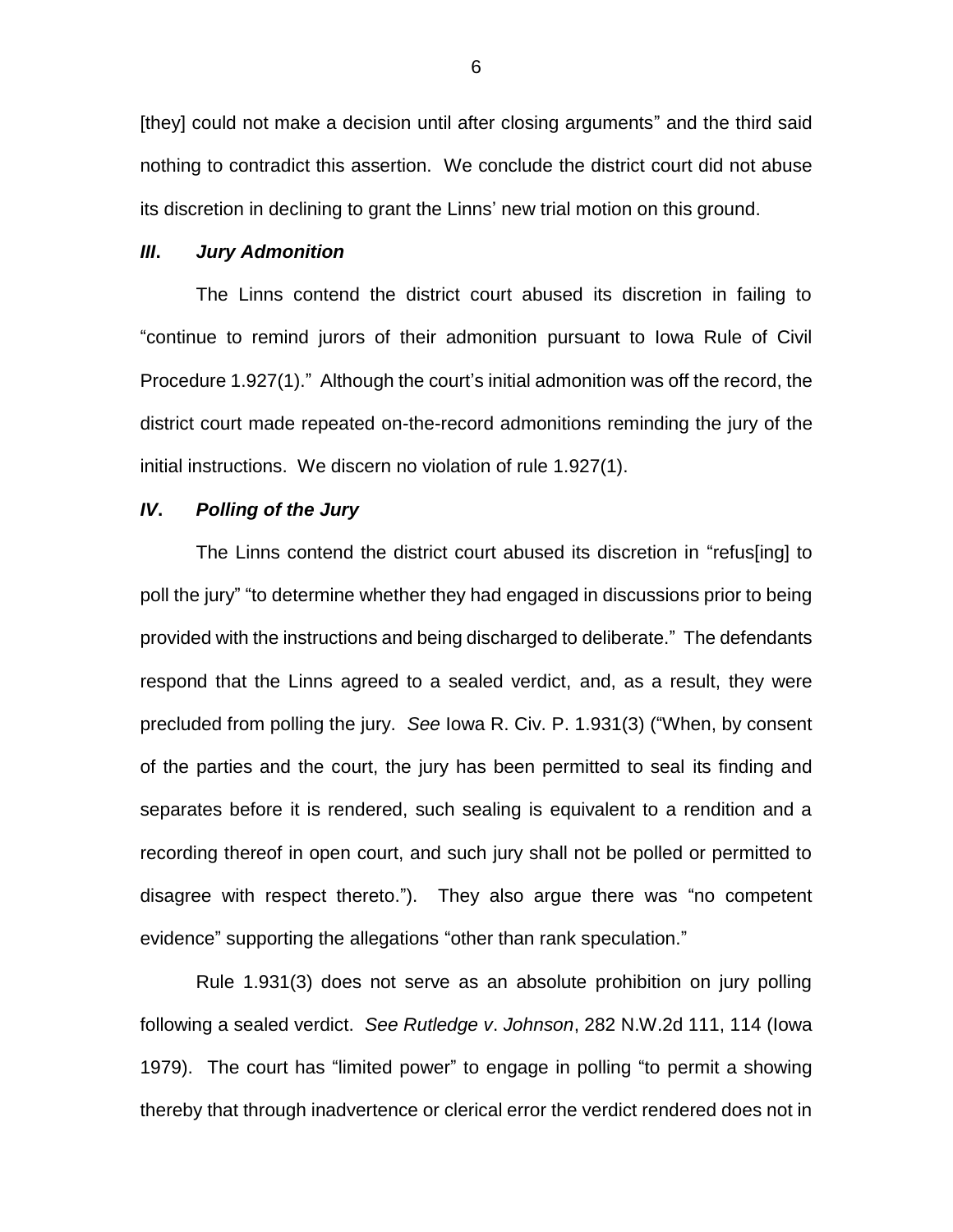[they] could not make a decision until after closing arguments" and the third said nothing to contradict this assertion. We conclude the district court did not abuse its discretion in declining to grant the Linns' new trial motion on this ground.

### *III. Jury Admonition*

The Linns contend the district court abused its discretion in failing to "continue to remind jurors of their admonition pursuant to Iowa Rule of Civil Procedure 1.927(1)." Although the court's initial admonition was off the record, the district court made repeated on-the-record admonitions reminding the jury of the initial instructions. We discern no violation of rule 1.927(1).

### *IV. Polling of the Jury*

The Linns contend the district court abused its discretion in "refus[ing] to poll the jury" "to determine whether they had engaged in discussions prior to being provided with the instructions and being discharged to deliberate." The defendants respond that the Linns agreed to a sealed verdict, and, as a result, they were precluded from polling the jury. *See* Iowa R. Civ. P. 1.931(3) ("When, by consent of the parties and the court, the jury has been permitted to seal its finding and separates before it is rendered, such sealing is equivalent to a rendition and a recording thereof in open court, and such jury shall not be polled or permitted to disagree with respect thereto."). They also argue there was "no competent evidence" supporting the allegations "other than rank speculation."

Rule 1.931(3) does not serve as an absolute prohibition on jury polling following a sealed verdict. *See Rutledge v. Johnson*, 282 N.W.2d 111, 114 (Iowa 1979). The court has "limited power" to engage in polling "to permit a showing thereby that through inadvertence or clerical error the verdict rendered does not in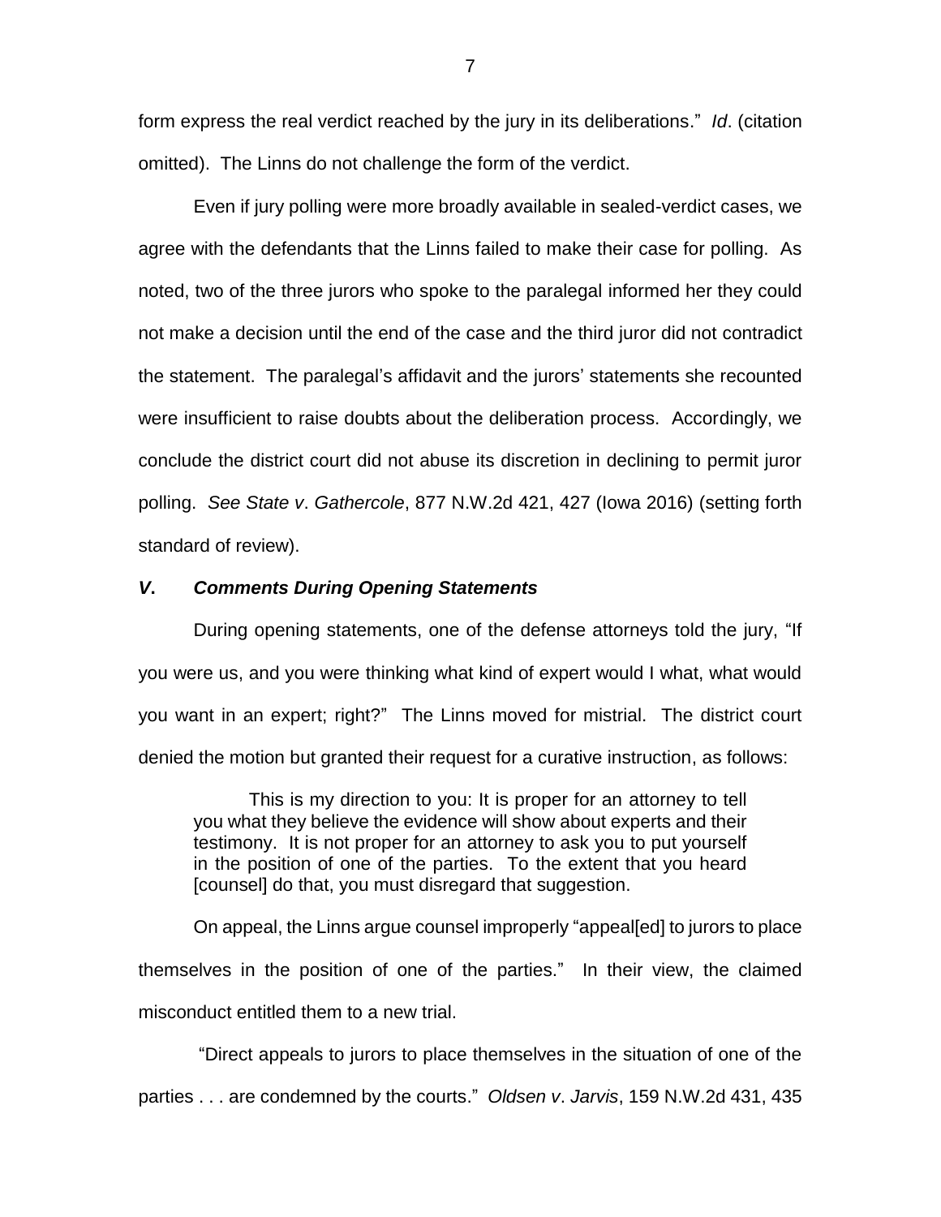form express the real verdict reached by the jury in its deliberations." *Id*. (citation omitted). The Linns do not challenge the form of the verdict.

Even if jury polling were more broadly available in sealed-verdict cases, we agree with the defendants that the Linns failed to make their case for polling. As noted, two of the three jurors who spoke to the paralegal informed her they could not make a decision until the end of the case and the third juror did not contradict the statement. The paralegal's affidavit and the jurors' statements she recounted were insufficient to raise doubts about the deliberation process. Accordingly, we conclude the district court did not abuse its discretion in declining to permit juror polling. *See State v. Gathercole*, 877 N.W.2d 421, 427 (Iowa 2016) (setting forth standard of review).

### *V. Comments During Opening Statements*

During opening statements, one of the defense attorneys told the jury, "If you were us, and you were thinking what kind of expert would I what, what would you want in an expert; right?" The Linns moved for mistrial. The district court denied the motion but granted their request for a curative instruction, as follows:

> This is my direction to you: It is proper for an attorney to tell you what they believe the evidence will show about experts and their testimony. It is not proper for an attorney to ask you to put yourself in the position of one of the parties. To the extent that you heard [counsel] do that, you must disregard that suggestion.

On appeal, the Linns argue counsel improperly "appeal[ed] to jurors to place themselves in the position of one of the parties." In their view, the claimed misconduct entitled them to a new trial.

"Direct appeals to jurors to place themselves in the situation of one of the parties . . . are condemned by the courts." *Oldsen v. Jarvis*, 159 N.W.2d 431, 435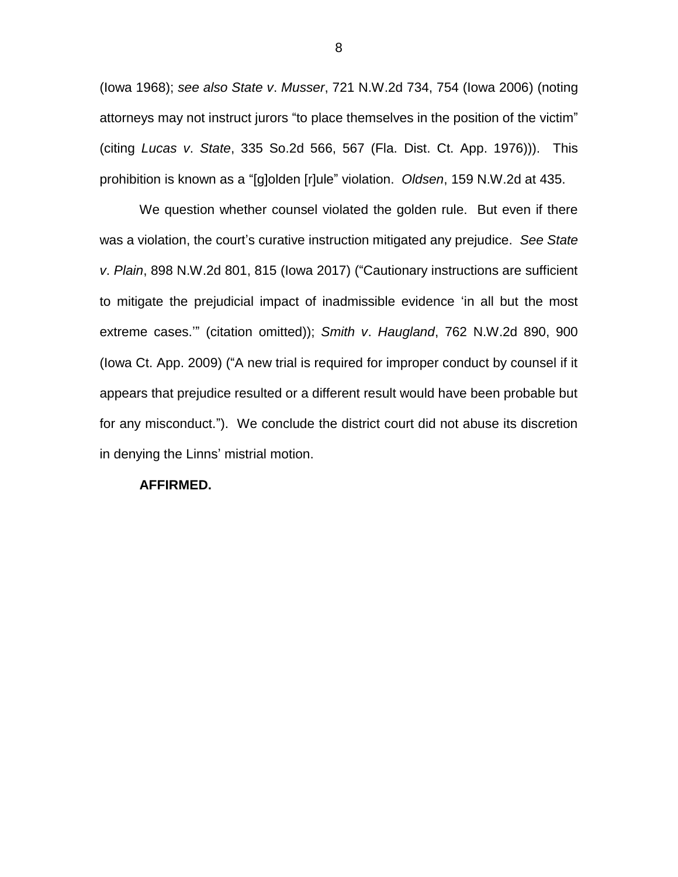(Iowa 1968); *see also State v. Musser*, 721 N.W.2d 734, 754 (Iowa 2006) (noting attorneys may not instruct jurors "to place themselves in the position of the victim" (citing *Lucas v. State*, 335 So.2d 566, 567 (Fla. Dist. Ct. App. 1976))). This prohibition is known as a "[g]olden [r]ule" violation. *Oldsen*, 159 N.W.2d at 435.

We question whether counsel violated the golden rule. But even if there was a violation, the court's curative instruction mitigated any prejudice. *See State v. Plain*, 898 N.W.2d 801, 815 (Iowa 2017) ("Cautionary instructions are sufficient to mitigate the prejudicial impact of inadmissible evidence 'in all but the most extreme cases.'" (citation omitted)); *Smith v. Haugland*, 762 N.W.2d 890, 900 (Iowa Ct. App. 2009) ("A new trial is required for improper conduct by counsel if it appears that prejudice resulted or a different result would have been probable but for any misconduct."). We conclude the district court did not abuse its discretion in denying the Linns' mistrial motion.

**AFFIRMED.**